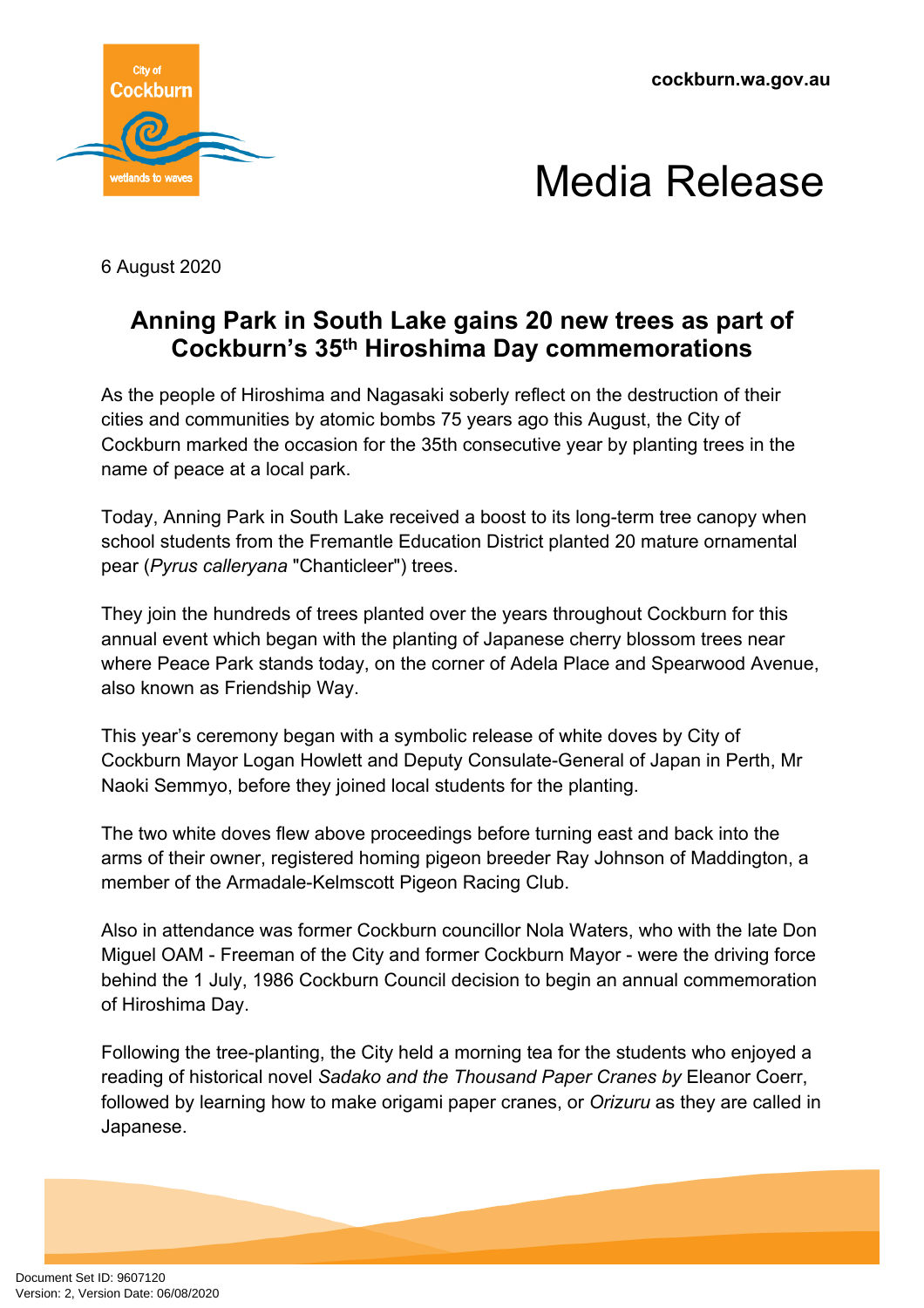cockburn.wa.gov.au

# Media Release

6 August 2020

## Anning Park in South Lake gains 20 new trees as part of Cockburn's 35th Hiroshima Day commemorations

As the people of Hiroshima and Nagasaki soberly reflect on the destruction of their cities and communities by atomic bombs 75 years ago this August, the City of Cockburn marked the occasion for the 35th consecutive year by planting trees in the name of peace at a local park.

Today, Anning Park in South Lake received a boost to its long-term tree canopy when school students from the Fremantle Education District planted 20 mature ornamental pear (*Pyrus calleryana* "Chanticleer") trees.

They join the hundreds of trees planted over the years throughout Cockburn for this annual event which began with the planting of Japanese cherry blossom trees near where Peace Park stands today, on the corner of Adela Place and Spearwood Avenue, also known as Friendship Way.

This year's ceremony began with a symbolic release of white doves by City of Cockburn Mayor Logan Howlett and Deputy Consulate-General of Japan in Perth, Mr Naoki Semmyo, before they joined local students for the planting.

The two white doves flew above proceedings before turning east and back into the arms of their owner, registered homing pigeon breeder Ray Johnson of Maddington, a member of the Armadale-Kelmscott Pigeon Racing Club.

Also in attendance was former Cockburn councillor Nola Waters, who with the late Don Miguel OAM - Freeman of the City and former Cockburn Mayor - were the driving force behind the 1 July, 1986 Cockburn Council decision to begin an annual commemoration of Hiroshima Day.

Following the tree-planting, the City held a morning tea for the students who enjoyed a reading of historical novel *Sadako and the Thousand Paper Cranes by* Eleanor Coerr, followed by learning how to make origami paper cranes, or *Orizuru* as they are called in Japanese.

Document Set ID: 9607120
Version: 2, Version Date: 06/08/2020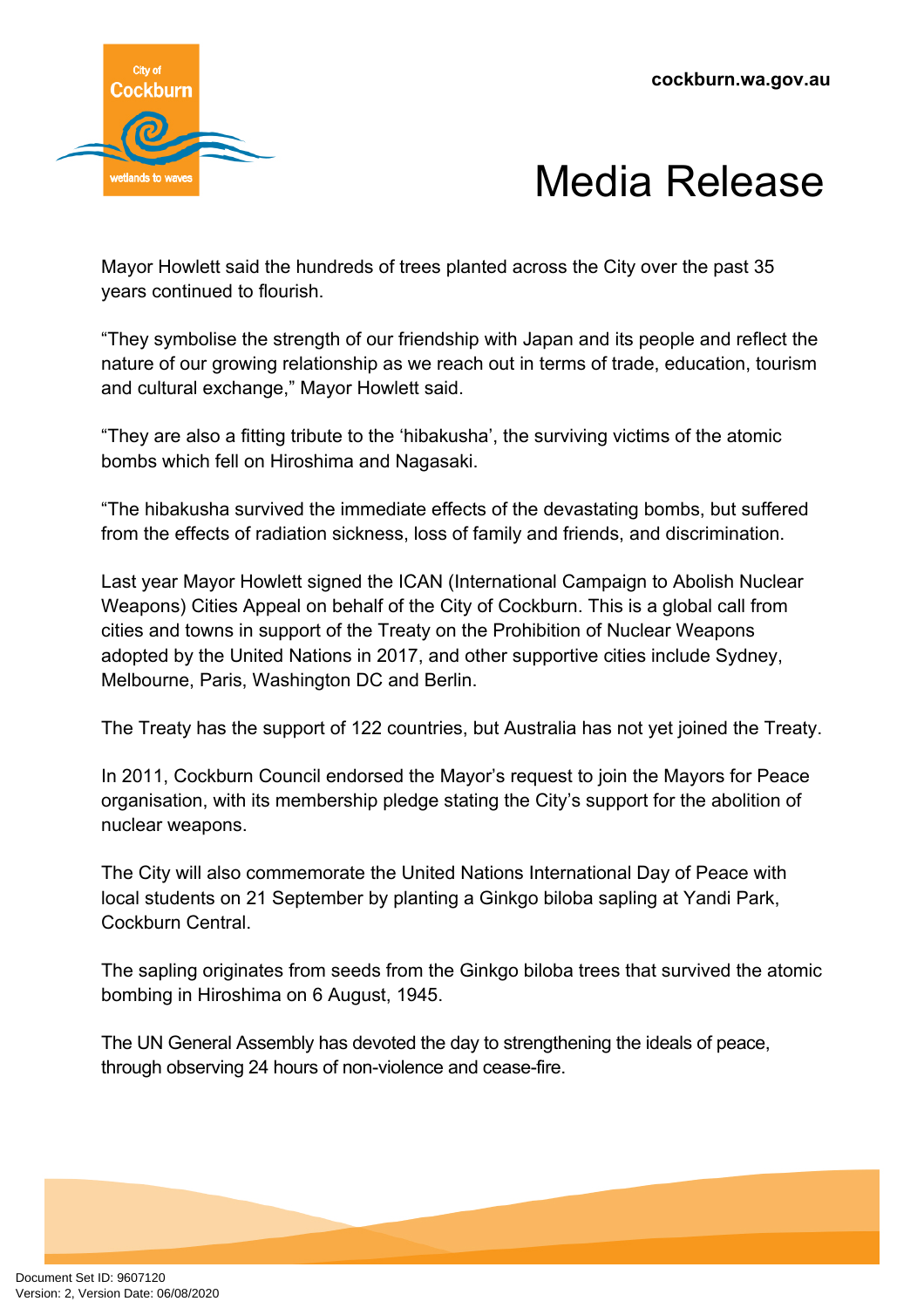Mayor Howlett said the hundreds of trees planted across the City over the past 35 years continued to flourish.

"They symbolise the strength of our friendship with Japan and its people and reflect the nature of our growing relationship as we reach out in terms of trade, education, tourism and cultural exchange," Mayor Howlett said.

"They are also a fitting tribute to the 'hibakusha', the surviving victims of the atomic bombs which fell on Hiroshima and Nagasaki.

"The hibakusha survived the immediate effects of the devastating bombs, but suffered from the effects of radiation sickness, loss of family and friends, and discrimination.

Last year Mayor Howlett signed the ICAN (International Campaign to Abolish Nuclear Weapons) Cities Appeal on behalf of the City of Cockburn. This is a global call from cities and towns in support of the Treaty on the Prohibition of Nuclear Weapons adopted by the United Nations in 2017, and other supportive cities include Sydney, Melbourne, Paris, Washington DC and Berlin.

The Treaty has the support of 122 countries, but Australia has not yet joined the Treaty.

In 2011, Cockburn Council endorsed the Mayor's request to join the Mayors for Peace organisation, with its membership pledge stating the City's support for the abolition of nuclear weapons.

The City will also commemorate the United Nations International Day of Peace with local students on 21 September by planting a Ginkgo biloba sapling at Yandi Park, Cockburn Central.

The sapling originates from seeds from the Ginkgo biloba trees that survived the atomic bombing in Hiroshima on 6 August, 1945.

The UN General Assembly has devoted the day to strengthening the ideals of peace, through observing 24 hours of non-violence and cease-fire.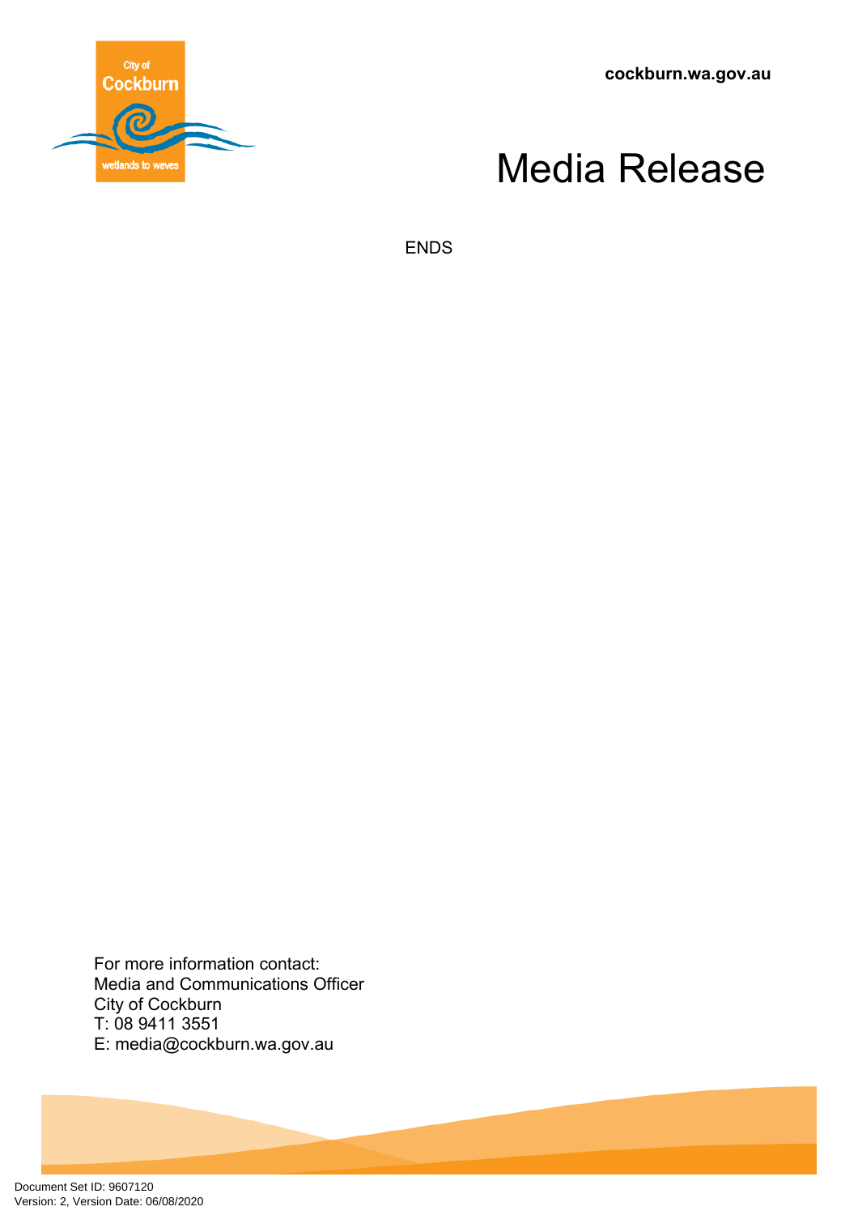cockburn.wa.gov.au

# Media Release

ENDS

For more information contact:
Media and Communications Officer
City of Cockburn
T: 08 9411 3551
E: media@cockburn.wa.gov.au

Document Set ID: 9607120
Version: 2, Version Date: 06/08/2020